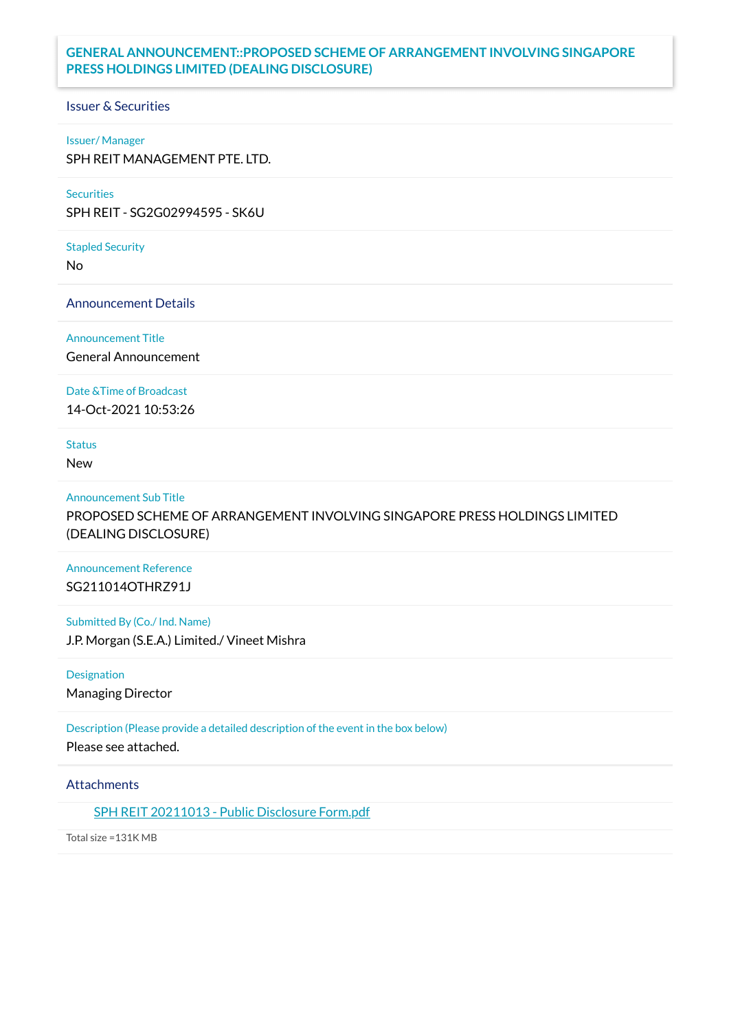# GENERAL ANNOUNCEMENT::PROPOSED SCHEME OF ARRANGEMENT INVOLVING SINGAPORE PRESS HOLDINGS LIMITED (DEALING DISCLOSURE)

## Issuer & Securities

**Issuer/ Manager**

SPH REIT MANAGEMENT PTE. LTD.

**Securities**

SPH REIT - SG2G02994595 - SK6U

**Stapled Security**

No

## Announcement Details

**Announcement Title**

General Announcement

**Date &Time of Broadcast**

14-Oct-2021 10:53:26

**Status**

New

**Announcement Sub Title**

PROPOSED SCHEME OF ARRANGEMENT INVOLVING SINGAPORE PRESS HOLDINGS LIMITED (DEALING DISCLOSURE)

**Announcement Reference**

SG211014OTHRZ91J

**Submitted By (Co./ Ind. Name)**

J.P. Morgan (S.E.A.) Limited./ Vineet Mishra

**Designation**

Managing Director

**Description (Please provide a detailed description of the event in the box below)**

Please see attached.

## Attachments

SPH REIT 20211013 - Public Disclosure Form.pdf

Total size =131K MB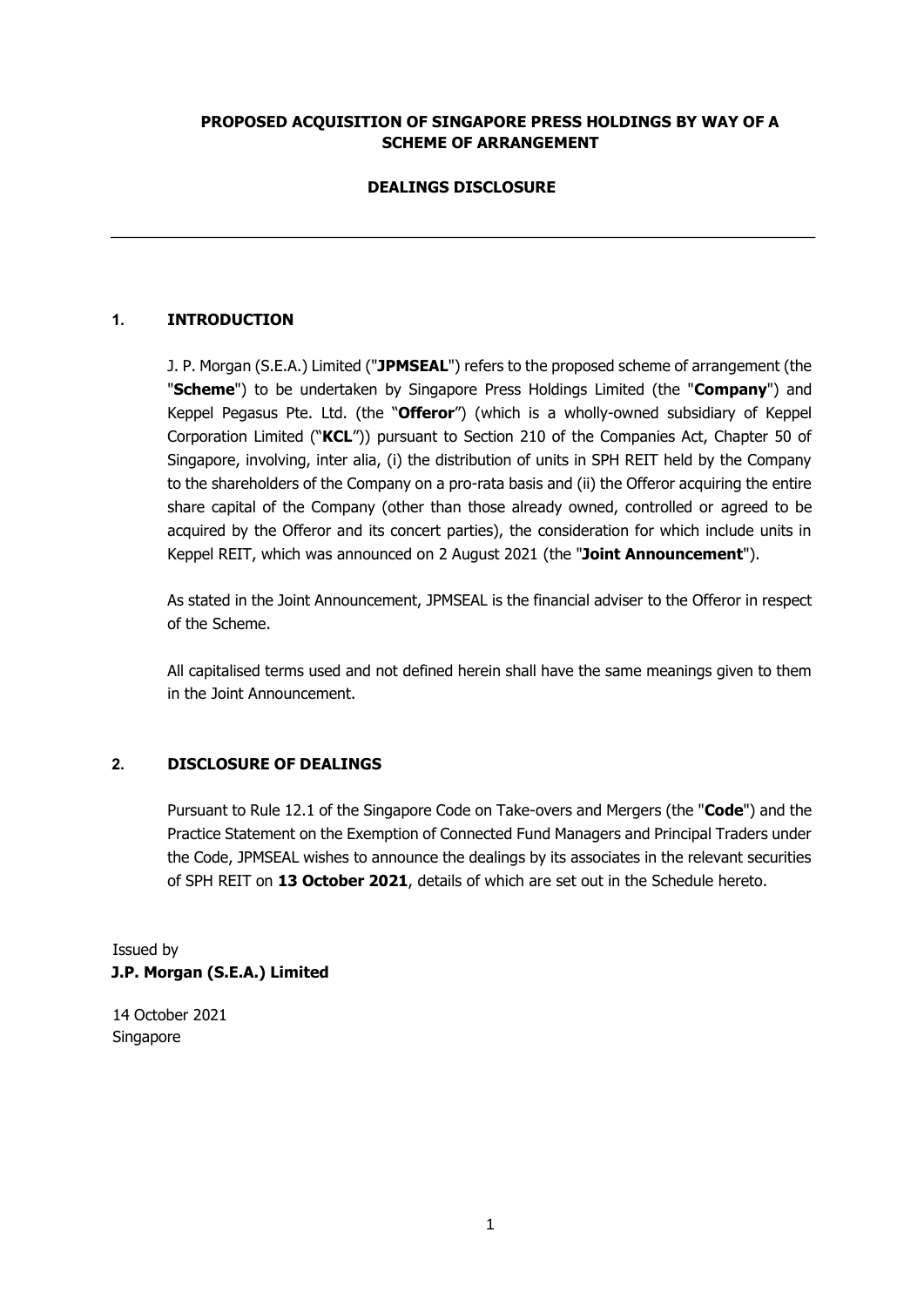**PROPOSED ACQUISITION OF SINGAPORE PRESS HOLDINGS BY WAY OF A SCHEME OF ARRANGEMENT**

**DEALINGS DISCLOSURE**

---

## 1. INTRODUCTION

J. P. Morgan (S.E.A.) Limited ("**JPMSEAL**") refers to the proposed scheme of arrangement (the "**Scheme**") to be undertaken by Singapore Press Holdings Limited (the "**Company**") and Keppel Pegasus Pte. Ltd. (the "**Offeror**") (which is a wholly-owned subsidiary of Keppel Corporation Limited ("**KCL**")) pursuant to Section 210 of the Companies Act, Chapter 50 of Singapore, involving, inter alia, (i) the distribution of units in SPH REIT held by the Company to the shareholders of the Company on a pro-rata basis and (ii) the Offeror acquiring the entire share capital of the Company (other than those already owned, controlled or agreed to be acquired by the Offeror and its concert parties), the consideration for which include units in Keppel REIT, which was announced on 2 August 2021 (the "**Joint Announcement**").

As stated in the Joint Announcement, JPMSEAL is the financial adviser to the Offeror in respect of the Scheme.

All capitalised terms used and not defined herein shall have the same meanings given to them in the Joint Announcement.

## 2. DISCLOSURE OF DEALINGS

Pursuant to Rule 12.1 of the Singapore Code on Take-overs and Mergers (the "**Code**") and the Practice Statement on the Exemption of Connected Fund Managers and Principal Traders under the Code, JPMSEAL wishes to announce the dealings by its associates in the relevant securities of SPH REIT on **13 October 2021**, details of which are set out in the Schedule hereto.

Issued by
**J.P. Morgan (S.E.A.) Limited**

14 October 2021
Singapore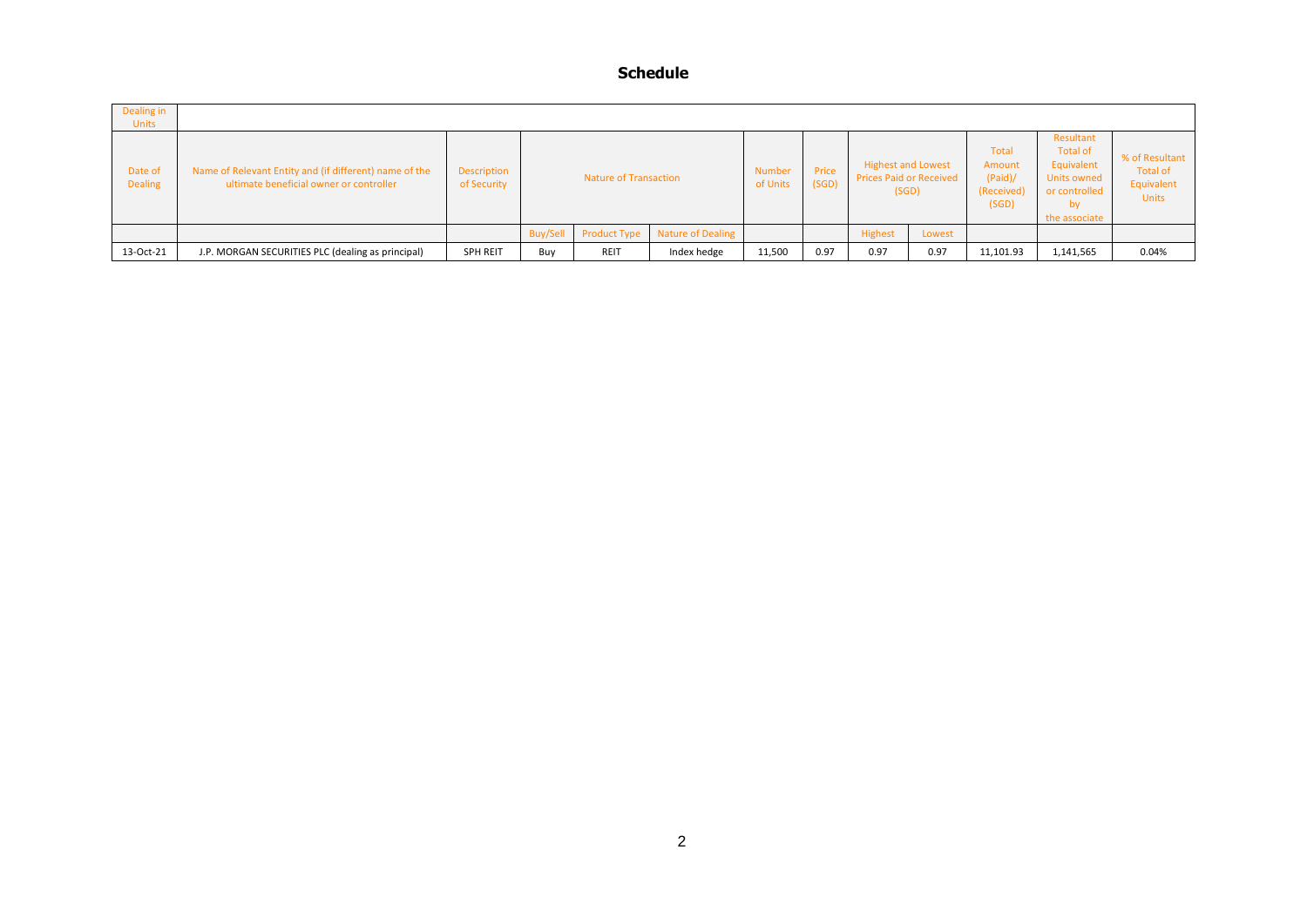# Schedule

| Dealing in Units | | | | | | | | | | | | | |
|---|---|---|---|---|---|---|---|---|---|---|---|---|---|
| Date of Dealing | Name of Relevant Entity and (if different) name of the ultimate beneficial owner or controller | Description of Security | Nature of Transaction | | | Number of Units | Price (SGD) | Highest and Lowest Prices Paid or Received (SGD) | | Total Amount (Paid)/ (Received) (SGD) | Resultant Total of Equivalent Units owned or controlled by the associate | % of Resultant Total of Equivalent Units |
| | | | Buy/Sell | Product Type | Nature of Dealing | | | Highest | Lowest | | | |
| 13-Oct-21 | J.P. MORGAN SECURITIES PLC (dealing as principal) | SPH REIT | Buy | REIT | Index hedge | 11,500 | 0.97 | 0.97 | 0.97 | 11,101.93 | 1,141,565 | 0.04% |